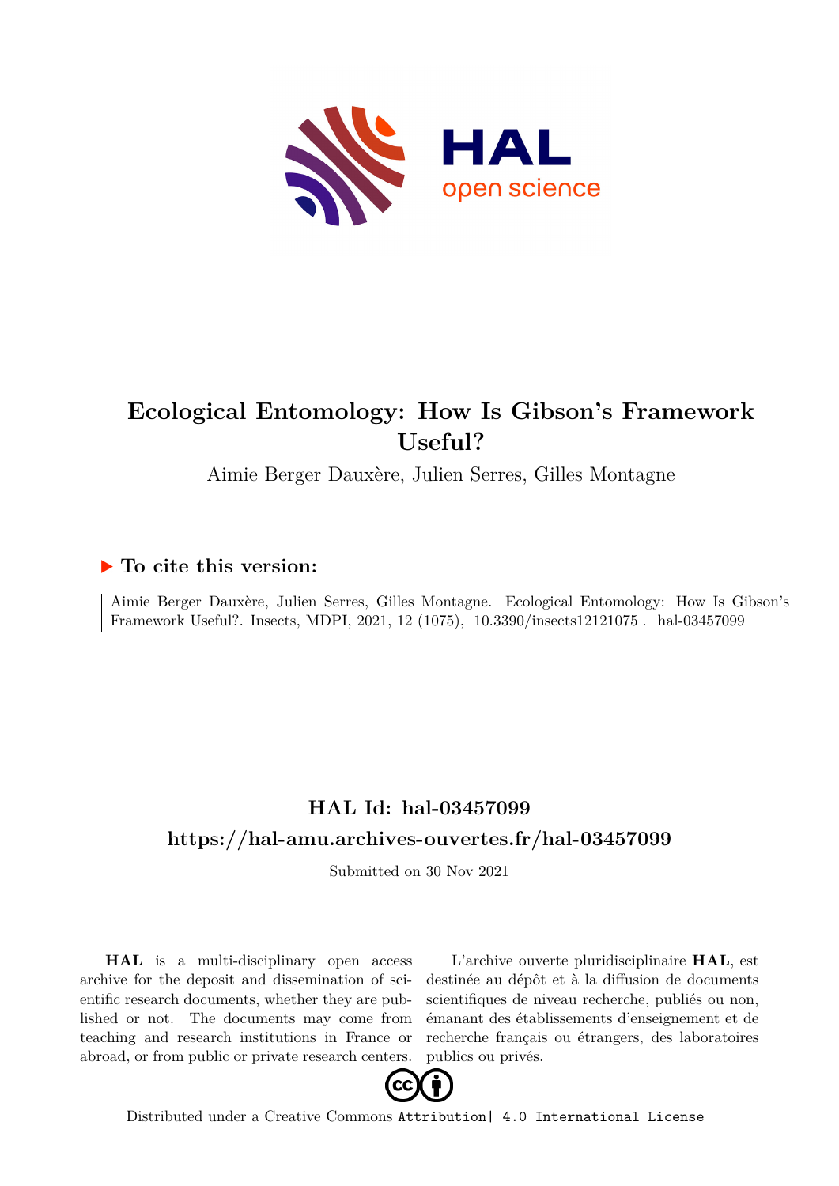# Ecological Entomology: How Is Gibson's Framework Useful?

Aimie Berger Dauxère, Julien Serres, Gilles Montagne

## ▶ To cite this version:

Aimie Berger Dauxère, Julien Serres, Gilles Montagne. Ecological Entomology: How Is Gibson's Framework Useful?. Insects, MDPI, 2021, 12 (1075), 10.3390/insects12121075 . hal-03457099

## HAL Id: hal-03457099

## https://hal-amu.archives-ouvertes.fr/hal-03457099

Submitted on 30 Nov 2021

**HAL** is a multi-disciplinary open access archive for the deposit and dissemination of scientific research documents, whether they are published or not. The documents may come from teaching and research institutions in France or abroad, or from public or private research centers.

L'archive ouverte pluridisciplinaire **HAL**, est destinée au dépôt et à la diffusion de documents scientifiques de niveau recherche, publiés ou non, émanant des établissements d'enseignement et de recherche français ou étrangers, des laboratoires publics ou privés.

Distributed under a Creative Commons Attribution| 4.0 International License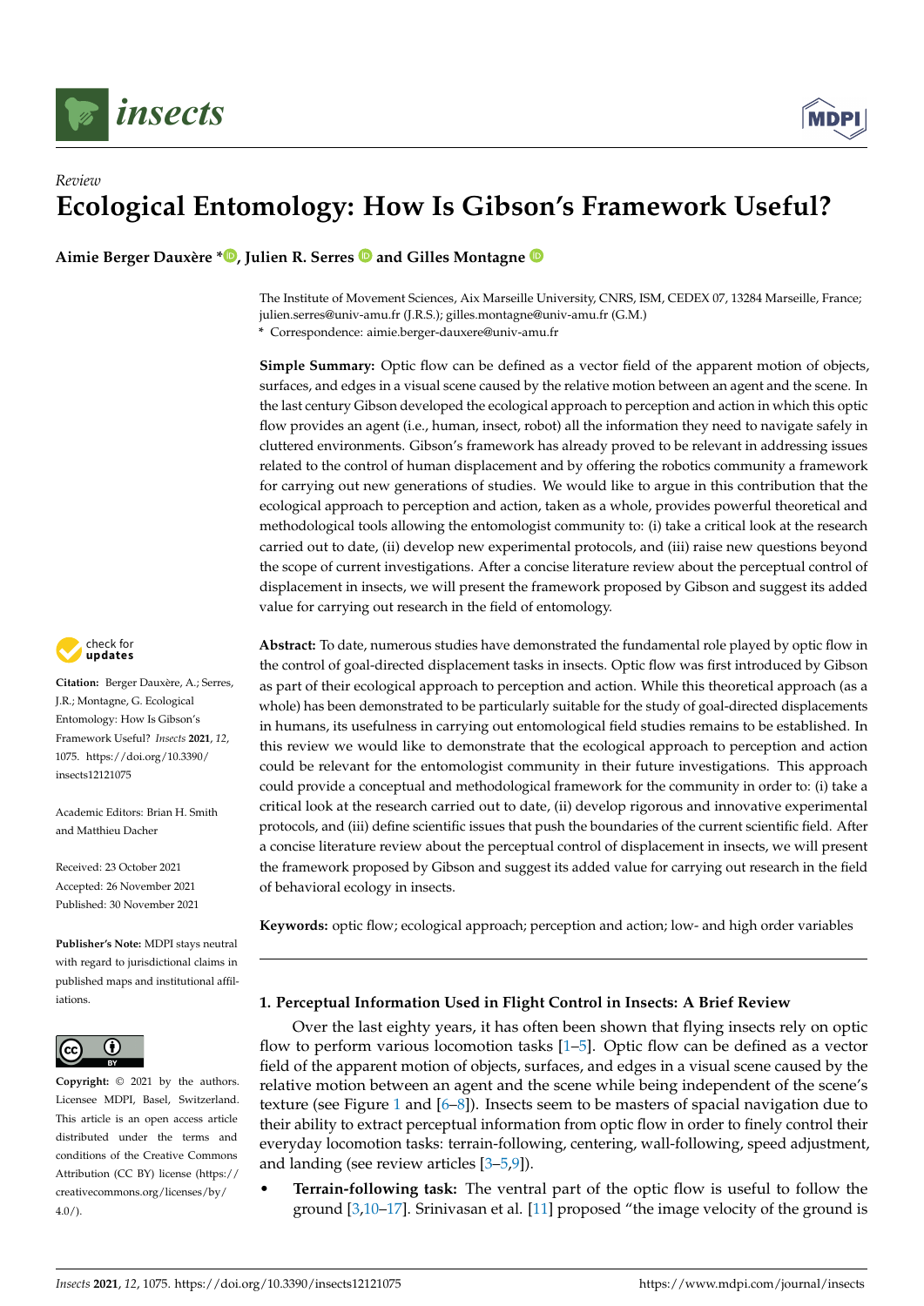*Review*

# Ecological Entomology: How Is Gibson's Framework Useful?

**Aimie Berger Dauxère \*, Julien R. Serres and Gilles Montagne**

The Institute of Movement Sciences, Aix Marseille University, CNRS, ISM, CEDEX 07, 13284 Marseille, France; julien.serres@univ-amu.fr (J.R.S.); gilles.montagne@univ-amu.fr (G.M.)
\* Correspondence: aimie.berger-dauxere@univ-amu.fr

**Simple Summary:** Optic flow can be defined as a vector field of the apparent motion of objects, surfaces, and edges in a visual scene caused by the relative motion between an agent and the scene. In the last century Gibson developed the ecological approach to perception and action in which this optic flow provides an agent (i.e., human, insect, robot) all the information they need to navigate safely in cluttered environments. Gibson's framework has already proved to be relevant in addressing issues related to the control of human displacement and by offering the robotics community a framework for carrying out new generations of studies. We would like to argue in this contribution that the ecological approach to perception and action, taken as a whole, provides powerful theoretical and methodological tools allowing the entomologist community to: (i) take a critical look at the research carried out to date, (ii) develop new experimental protocols, and (iii) raise new questions beyond the scope of current investigations. After a concise literature review about the perceptual control of displacement in insects, we will present the framework proposed by Gibson and suggest its added value for carrying out research in the field of entomology.

**Abstract:** To date, numerous studies have demonstrated the fundamental role played by optic flow in the control of goal-directed displacement tasks in insects. Optic flow was first introduced by Gibson as part of their ecological approach to perception and action. While this theoretical approach (as a whole) has been demonstrated to be particularly suitable for the study of goal-directed displacements in humans, its usefulness in carrying out entomological field studies remains to be established. In this review we would like to demonstrate that the ecological approach to perception and action could be relevant for the entomologist community in their future investigations. This approach could provide a conceptual and methodological framework for the community in order to: (i) take a critical look at the research carried out to date, (ii) develop rigorous and innovative experimental protocols, and (iii) define scientific issues that push the boundaries of the current scientific field. After a concise literature review about the perceptual control of displacement in insects, we will present the framework proposed by Gibson and suggest its added value for carrying out research in the field of behavioral ecology in insects.

**Keywords:** optic flow; ecological approach; perception and action; low- and high order variables

**Citation:** Berger Dauxère, A.; Serres, J.R.; Montagne, G. Ecological Entomology: How Is Gibson's Framework Useful? *Insects* **2021**, *12*, 1075. https://doi.org/10.3390/insects12121075

Academic Editors: Brian H. Smith and Matthieu Dacher

Received: 23 October 2021
Accepted: 26 November 2021
Published: 30 November 2021

**Publisher's Note:** MDPI stays neutral with regard to jurisdictional claims in published maps and institutional affiliations.

**Copyright:** © 2021 by the authors. Licensee MDPI, Basel, Switzerland. This article is an open access article distributed under the terms and conditions of the Creative Commons Attribution (CC BY) license (https://creativecommons.org/licenses/by/4.0/).

## 1. Perceptual Information Used in Flight Control in Insects: A Brief Review

Over the last eighty years, it has often been shown that flying insects rely on optic flow to perform various locomotion tasks [1–5]. Optic flow can be defined as a vector field of the apparent motion of objects, surfaces, and edges in a visual scene caused by the relative motion between an agent and the scene while being independent of the scene's texture (see Figure 1 and [6–8]). Insects seem to be masters of spacial navigation due to their ability to extract perceptual information from optic flow in order to finely control their everyday locomotion tasks: terrain-following, centering, wall-following, speed adjustment, and landing (see review articles [3–5,9]).

- **Terrain-following task:** The ventral part of the optic flow is useful to follow the ground [3,10–17]. Srinivasan et al. [11] proposed "the image velocity of the ground is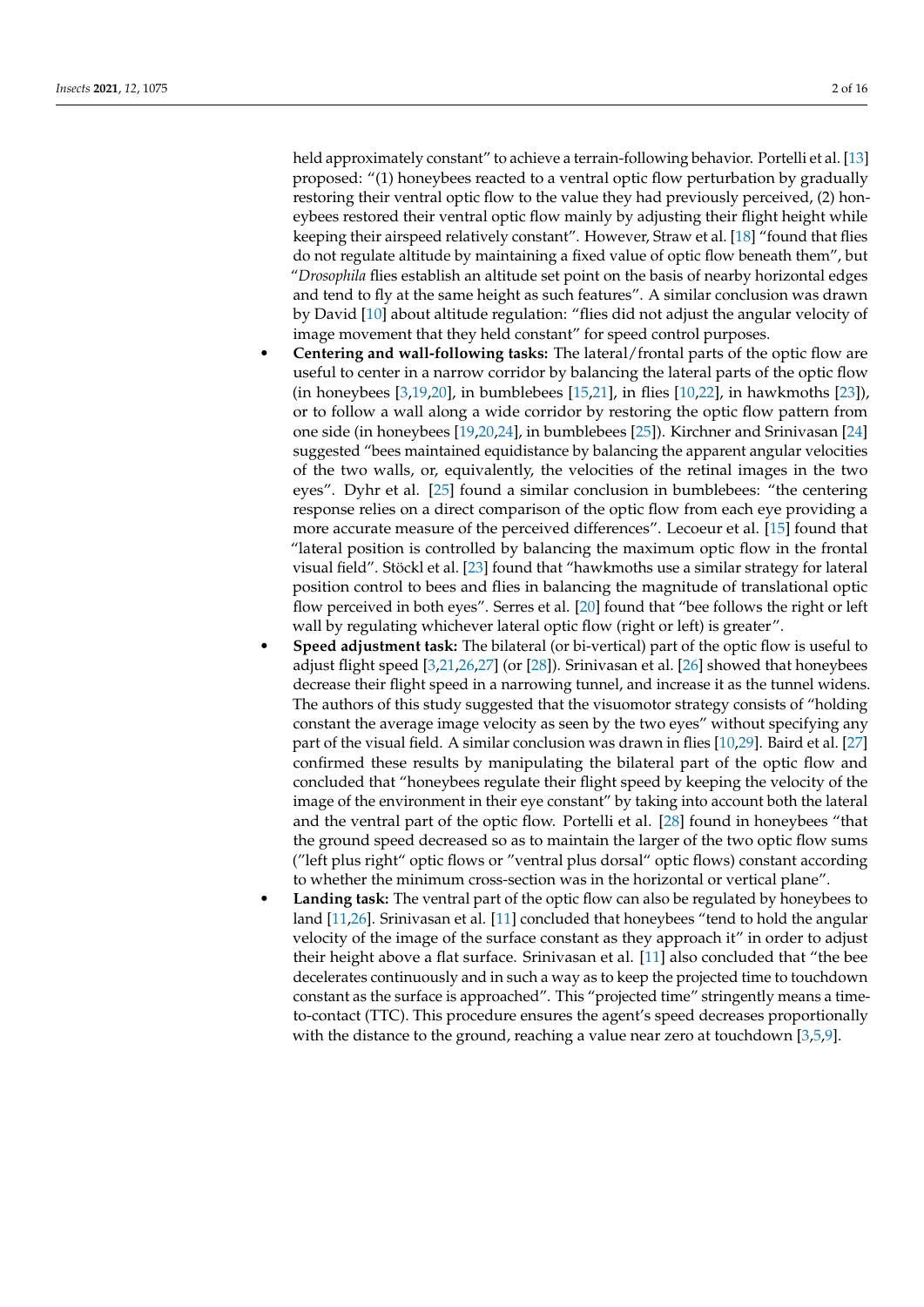held approximately constant" to achieve a terrain-following behavior. Portelli et al. [13] proposed: "(1) honeybees reacted to a ventral optic flow perturbation by gradually restoring their ventral optic flow to the value they had previously perceived, (2) honeybees restored their ventral optic flow mainly by adjusting their flight height while keeping their airspeed relatively constant". However, Straw et al. [18] "found that flies do not regulate altitude by maintaining a fixed value of optic flow beneath them", but "*Drosophila* flies establish an altitude set point on the basis of nearby horizontal edges and tend to fly at the same height as such features". A similar conclusion was drawn by David [10] about altitude regulation: "flies did not adjust the angular velocity of image movement that they held constant" for speed control purposes.

- **Centering and wall-following tasks:** The lateral/frontal parts of the optic flow are useful to center in a narrow corridor by balancing the lateral parts of the optic flow (in honeybees [3,19,20], in bumblebees [15,21], in flies [10,22], in hawkmoths [23]), or to follow a wall along a wide corridor by restoring the optic flow pattern from one side (in honeybees [19,20,24], in bumblebees [25]). Kirchner and Srinivasan [24] suggested "bees maintained equidistance by balancing the apparent angular velocities of the two walls, or, equivalently, the velocities of the retinal images in the two eyes". Dyhr et al. [25] found a similar conclusion in bumblebees: "the centering response relies on a direct comparison of the optic flow from each eye providing a more accurate measure of the perceived differences". Lecoeur et al. [15] found that "lateral position is controlled by balancing the maximum optic flow in the frontal visual field". Stöckl et al. [23] found that "hawkmoths use a similar strategy for lateral position control to bees and flies in balancing the magnitude of translational optic flow perceived in both eyes". Serres et al. [20] found that "bee follows the right or left wall by regulating whichever lateral optic flow (right or left) is greater".
- **Speed adjustment task:** The bilateral (or bi-vertical) part of the optic flow is useful to adjust flight speed [3,21,26,27] (or [28]). Srinivasan et al. [26] showed that honeybees decrease their flight speed in a narrowing tunnel, and increase it as the tunnel widens. The authors of this study suggested that the visuomotor strategy consists of "holding constant the average image velocity as seen by the two eyes" without specifying any part of the visual field. A similar conclusion was drawn in flies [10,29]. Baird et al. [27] confirmed these results by manipulating the bilateral part of the optic flow and concluded that "honeybees regulate their flight speed by keeping the velocity of the image of the environment in their eye constant" by taking into account both the lateral and the ventral part of the optic flow. Portelli et al. [28] found in honeybees "that the ground speed decreased so as to maintain the larger of the two optic flow sums ("left plus right" optic flows or "ventral plus dorsal" optic flows) constant according to whether the minimum cross-section was in the horizontal or vertical plane".
- **Landing task:** The ventral part of the optic flow can also be regulated by honeybees to land [11,26]. Srinivasan et al. [11] concluded that honeybees "tend to hold the angular velocity of the image of the surface constant as they approach it" in order to adjust their height above a flat surface. Srinivasan et al. [11] also concluded that "the bee decelerates continuously and in such a way as to keep the projected time to touchdown constant as the surface is approached". This "projected time" stringently means a time-to-contact (TTC). This procedure ensures the agent's speed decreases proportionally with the distance to the ground, reaching a value near zero at touchdown [3,5,9].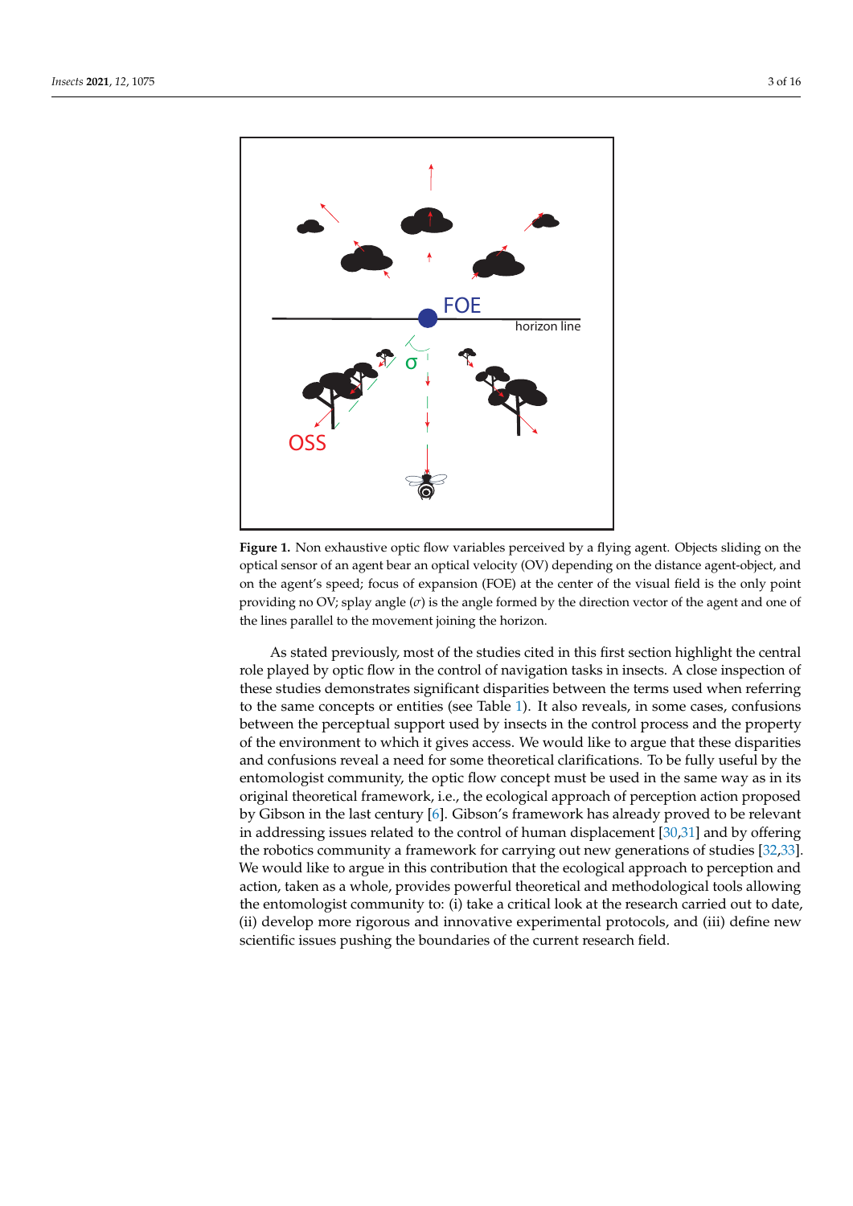**Figure 1.** Non exhaustive optic flow variables perceived by a flying agent. Objects sliding on the optical sensor of an agent bear an optical velocity (OV) depending on the distance agent-object, and on the agent's speed; focus of expansion (FOE) at the center of the visual field is the only point providing no OV; splay angle ($\sigma$) is the angle formed by the direction vector of the agent and one of the lines parallel to the movement joining the horizon.

As stated previously, most of the studies cited in this first section highlight the central role played by optic flow in the control of navigation tasks in insects. A close inspection of these studies demonstrates significant disparities between the terms used when referring to the same concepts or entities (see Table 1). It also reveals, in some cases, confusions between the perceptual support used by insects in the control process and the property of the environment to which it gives access. We would like to argue that these disparities and confusions reveal a need for some theoretical clarifications. To be fully useful by the entomologist community, the optic flow concept must be used in the same way as in its original theoretical framework, i.e., the ecological approach of perception action proposed by Gibson in the last century [6]. Gibson's framework has already proved to be relevant in addressing issues related to the control of human displacement [30,31] and by offering the robotics community a framework for carrying out new generations of studies [32,33]. We would like to argue in this contribution that the ecological approach to perception and action, taken as a whole, provides powerful theoretical and methodological tools allowing the entomologist community to: (i) take a critical look at the research carried out to date, (ii) develop more rigorous and innovative experimental protocols, and (iii) define new scientific issues pushing the boundaries of the current research field.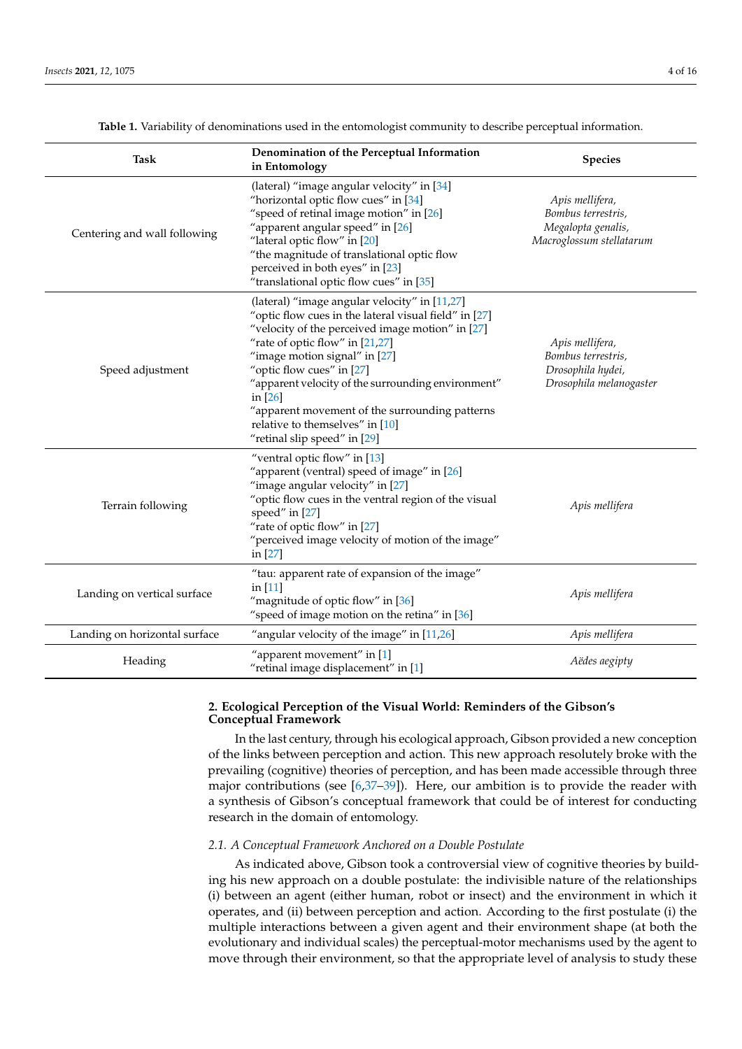**Table 1.** Variability of denominations used in the entomologist community to describe perceptual information.

| Task | Denomination of the Perceptual Information in Entomology | Species |
|---|---|---|
| Centering and wall following | (lateral) "image angular velocity" in [34]<br>"horizontal optic flow cues" in [34]<br>"speed of retinal image motion" in [26]<br>"apparent angular speed" in [26]<br>"lateral optic flow" in [20]<br>"the magnitude of translational optic flow perceived in both eyes" in [23]<br>"translational optic flow cues" in [35] | *Apis mellifera,*<br>*Bombus terrestris,*<br>*Megalopta genalis,*<br>*Macroglossum stellatarum* |
| Speed adjustment | (lateral) "image angular velocity" in [11,27]<br>"optic flow cues in the lateral visual field" in [27]<br>"velocity of the perceived image motion" in [27]<br>"rate of optic flow" in [21,27]<br>"image motion signal" in [27]<br>"optic flow cues" in [27]<br>"apparent velocity of the surrounding environment" in [26]<br>"apparent movement of the surrounding patterns relative to themselves" in [10]<br>"retinal slip speed" in [29] | *Apis mellifera,*<br>*Bombus terrestris,*<br>*Drosophila hydei,*<br>*Drosophila melanogaster* |
| Terrain following | "ventral optic flow" in [13]<br>"apparent (ventral) speed of image" in [26]<br>"image angular velocity" in [27]<br>"optic flow cues in the ventral region of the visual speed" in [27]<br>"rate of optic flow" in [27]<br>"perceived image velocity of motion of the image" in [27] | *Apis mellifera* |
| Landing on vertical surface | "tau: apparent rate of expansion of the image" in [11]<br>"magnitude of optic flow" in [36]<br>"speed of image motion on the retina" in [36] | *Apis mellifera* |
| Landing on horizontal surface | "angular velocity of the image" in [11,26] | *Apis mellifera* |
| Heading | "apparent movement" in [1]<br>"retinal image displacement" in [1] | *Aëdes aegipty* |

## 2. Ecological Perception of the Visual World: Reminders of the Gibson's Conceptual Framework

In the last century, through his ecological approach, Gibson provided a new conception of the links between perception and action. This new approach resolutely broke with the prevailing (cognitive) theories of perception, and has been made accessible through three major contributions (see [6,37–39]). Here, our ambition is to provide the reader with a synthesis of Gibson's conceptual framework that could be of interest for conducting research in the domain of entomology.

### 2.1. A Conceptual Framework Anchored on a Double Postulate

As indicated above, Gibson took a controversial view of cognitive theories by building his new approach on a double postulate: the indivisible nature of the relationships (i) between an agent (either human, robot or insect) and the environment in which it operates, and (ii) between perception and action. According to the first postulate (i) the multiple interactions between a given agent and their environment shape (at both the evolutionary and individual scales) the perceptual-motor mechanisms used by the agent to move through their environment, so that the appropriate level of analysis to study these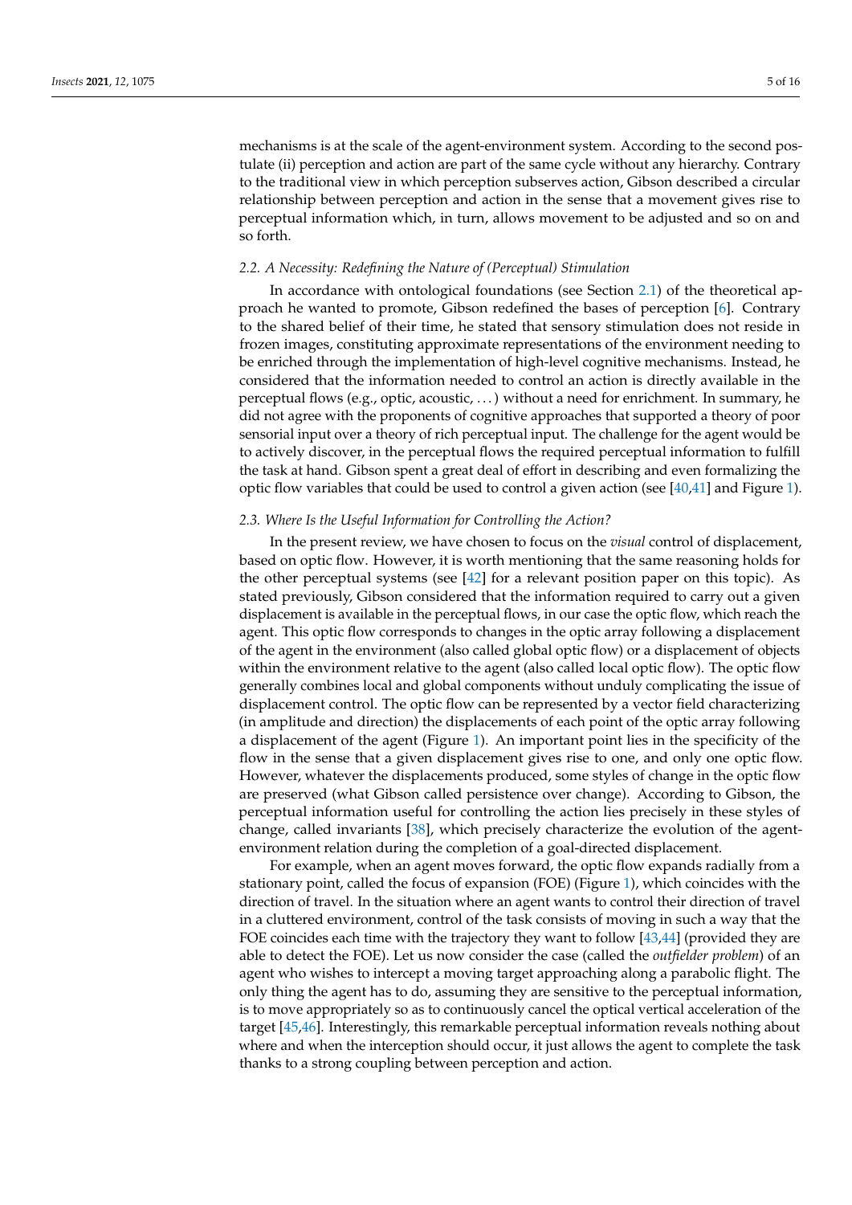mechanisms is at the scale of the agent-environment system. According to the second postulate (ii) perception and action are part of the same cycle without any hierarchy. Contrary to the traditional view in which perception subserves action, Gibson described a circular relationship between perception and action in the sense that a movement gives rise to perceptual information which, in turn, allows movement to be adjusted and so on and so forth.

### 2.2. A Necessity: Redefining the Nature of (Perceptual) Stimulation

In accordance with ontological foundations (see Section 2.1) of the theoretical approach he wanted to promote, Gibson redefined the bases of perception [6]. Contrary to the shared belief of their time, he stated that sensory stimulation does not reside in frozen images, constituting approximate representations of the environment needing to be enriched through the implementation of high-level cognitive mechanisms. Instead, he considered that the information needed to control an action is directly available in the perceptual flows (e.g., optic, acoustic, . . . ) without a need for enrichment. In summary, he did not agree with the proponents of cognitive approaches that supported a theory of poor sensorial input over a theory of rich perceptual input. The challenge for the agent would be to actively discover, in the perceptual flows the required perceptual information to fulfill the task at hand. Gibson spent a great deal of effort in describing and even formalizing the optic flow variables that could be used to control a given action (see [40,41] and Figure 1).

### 2.3. Where Is the Useful Information for Controlling the Action?

In the present review, we have chosen to focus on the *visual* control of displacement, based on optic flow. However, it is worth mentioning that the same reasoning holds for the other perceptual systems (see [42] for a relevant position paper on this topic). As stated previously, Gibson considered that the information required to carry out a given displacement is available in the perceptual flows, in our case the optic flow, which reach the agent. This optic flow corresponds to changes in the optic array following a displacement of the agent in the environment (also called global optic flow) or a displacement of objects within the environment relative to the agent (also called local optic flow). The optic flow generally combines local and global components without unduly complicating the issue of displacement control. The optic flow can be represented by a vector field characterizing (in amplitude and direction) the displacements of each point of the optic array following a displacement of the agent (Figure 1). An important point lies in the specificity of the flow in the sense that a given displacement gives rise to one, and only one optic flow. However, whatever the displacements produced, some styles of change in the optic flow are preserved (what Gibson called persistence over change). According to Gibson, the perceptual information useful for controlling the action lies precisely in these styles of change, called invariants [38], which precisely characterize the evolution of the agent-environment relation during the completion of a goal-directed displacement.

For example, when an agent moves forward, the optic flow expands radially from a stationary point, called the focus of expansion (FOE) (Figure 1), which coincides with the direction of travel. In the situation where an agent wants to control their direction of travel in a cluttered environment, control of the task consists of moving in such a way that the FOE coincides each time with the trajectory they want to follow [43,44] (provided they are able to detect the FOE). Let us now consider the case (called the *outfielder problem*) of an agent who wishes to intercept a moving target approaching along a parabolic flight. The only thing the agent has to do, assuming they are sensitive to the perceptual information, is to move appropriately so as to continuously cancel the optical vertical acceleration of the target [45,46]. Interestingly, this remarkable perceptual information reveals nothing about where and when the interception should occur, it just allows the agent to complete the task thanks to a strong coupling between perception and action.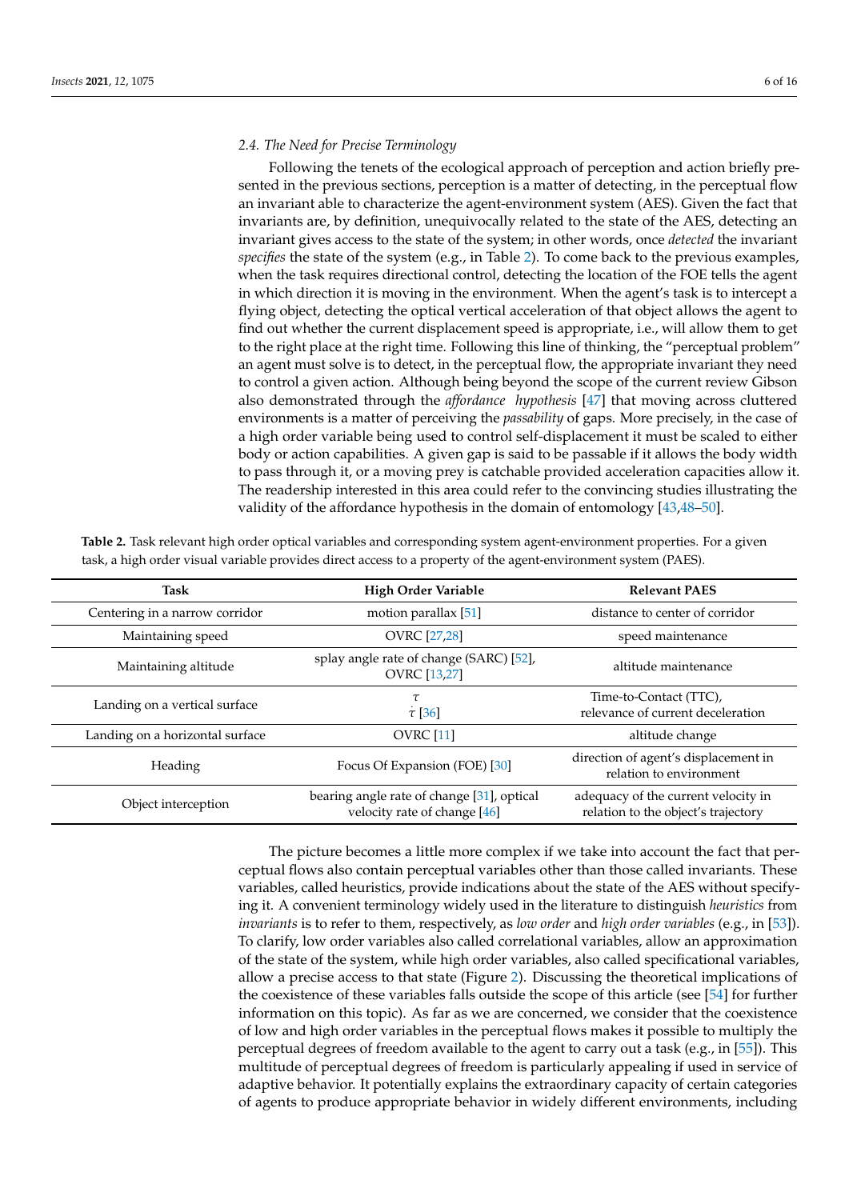### 2.4. The Need for Precise Terminology

Following the tenets of the ecological approach of perception and action briefly presented in the previous sections, perception is a matter of detecting, in the perceptual flow an invariant able to characterize the agent-environment system (AES). Given the fact that invariants are, by definition, unequivocally related to the state of the AES, detecting an invariant gives access to the state of the system; in other words, once *detected* the invariant *specifies* the state of the system (e.g., in Table 2). To come back to the previous examples, when the task requires directional control, detecting the location of the FOE tells the agent in which direction it is moving in the environment. When the agent's task is to intercept a flying object, detecting the optical vertical acceleration of that object allows the agent to find out whether the current displacement speed is appropriate, i.e., will allow them to get to the right place at the right time. Following this line of thinking, the "perceptual problem" an agent must solve is to detect, in the perceptual flow, the appropriate invariant they need to control a given action. Although being beyond the scope of the current review Gibson also demonstrated through the *affordance hypothesis* [47] that moving across cluttered environments is a matter of perceiving the *passability* of gaps. More precisely, in the case of a high order variable being used to control self-displacement it must be scaled to either body or action capabilities. A given gap is said to be passable if it allows the body width to pass through it, or a moving prey is catchable provided acceleration capacities allow it. The readership interested in this area could refer to the convincing studies illustrating the validity of the affordance hypothesis in the domain of entomology [43,48–50].

**Table 2.** Task relevant high order optical variables and corresponding system agent-environment properties. For a given task, a high order visual variable provides direct access to a property of the agent-environment system (PAES).

| Task | High Order Variable | Relevant PAES |
|---|---|---|
| Centering in a narrow corridor | motion parallax [51] | distance to center of corridor |
| Maintaining speed | OVRC [27,28] | speed maintenance |
| Maintaining altitude | splay angle rate of change (SARC) [52], OVRC [13,27] | altitude maintenance |
| Landing on a vertical surface | $\tau$<br>$\dot{\tau}$ [36] | Time-to-Contact (TTC),<br>relevance of current deceleration |
| Landing on a horizontal surface | OVRC [11] | altitude change |
| Heading | Focus Of Expansion (FOE) [30] | direction of agent's displacement in relation to environment |
| Object interception | bearing angle rate of change [31], optical velocity rate of change [46] | adequacy of the current velocity in relation to the object's trajectory |

The picture becomes a little more complex if we take into account the fact that perceptual flows also contain perceptual variables other than those called invariants. These variables, called heuristics, provide indications about the state of the AES without specifying it. A convenient terminology widely used in the literature to distinguish *heuristics* from *invariants* is to refer to them, respectively, as *low order* and *high order variables* (e.g., in [53]). To clarify, low order variables also called correlational variables, allow an approximation of the state of the system, while high order variables, also called specificational variables, allow a precise access to that state (Figure 2). Discussing the theoretical implications of the coexistence of these variables falls outside the scope of this article (see [54] for further information on this topic). As far as we are concerned, we consider that the coexistence of low and high order variables in the perceptual flows makes it possible to multiply the perceptual degrees of freedom available to the agent to carry out a task (e.g., in [55]). This multitude of perceptual degrees of freedom is particularly appealing if used in service of adaptive behavior. It potentially explains the extraordinary capacity of certain categories of agents to produce appropriate behavior in widely different environments, including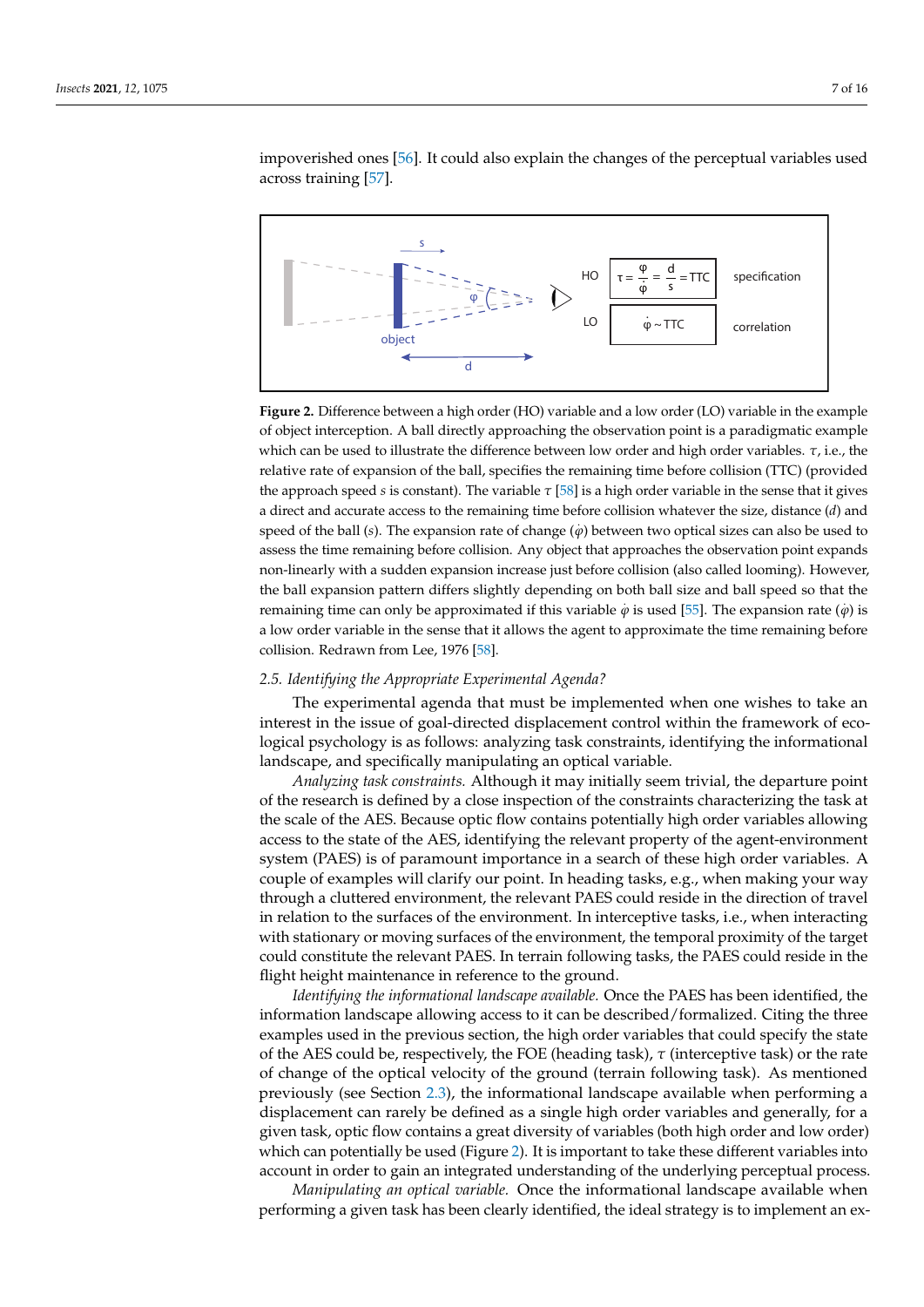impoverished ones [56]. It could also explain the changes of the perceptual variables used across training [57].

**Figure 2.** Difference between a high order (HO) variable and a low order (LO) variable in the example of object interception. A ball directly approaching the observation point is a paradigmatic example which can be used to illustrate the difference between low order and high order variables. $\tau$, i.e., the relative rate of expansion of the ball, specifies the remaining time before collision (TTC) (provided the approach speed $s$ is constant). The variable $\tau$ [58] is a high order variable in the sense that it gives a direct and accurate access to the remaining time before collision whatever the size, distance ($d$) and speed of the ball ($s$). The expansion rate of change ($\dot{\varphi}$) between two optical sizes can also be used to assess the time remaining before collision. Any object that approaches the observation point expands non-linearly with a sudden expansion increase just before collision (also called looming). However, the ball expansion pattern differs slightly depending on both ball size and ball speed so that the remaining time can only be approximated if this variable $\dot{\varphi}$ is used [55]. The expansion rate ($\dot{\varphi}$) is a low order variable in the sense that it allows the agent to approximate the time remaining before collision. Redrawn from Lee, 1976 [58].

### 2.5. Identifying the Appropriate Experimental Agenda?

The experimental agenda that must be implemented when one wishes to take an interest in the issue of goal-directed displacement control within the framework of ecological psychology is as follows: analyzing task constraints, identifying the informational landscape, and specifically manipulating an optical variable.

*Analyzing task constraints.* Although it may initially seem trivial, the departure point of the research is defined by a close inspection of the constraints characterizing the task at the scale of the AES. Because optic flow contains potentially high order variables allowing access to the state of the AES, identifying the relevant property of the agent-environment system (PAES) is of paramount importance in a search of these high order variables. A couple of examples will clarify our point. In heading tasks, e.g., when making your way through a cluttered environment, the relevant PAES could reside in the direction of travel in relation to the surfaces of the environment. In interceptive tasks, i.e., when interacting with stationary or moving surfaces of the environment, the temporal proximity of the target could constitute the relevant PAES. In terrain following tasks, the PAES could reside in the flight height maintenance in reference to the ground.

*Identifying the informational landscape available.* Once the PAES has been identified, the information landscape allowing access to it can be described/formalized. Citing the three examples used in the previous section, the high order variables that could specify the state of the AES could be, respectively, the FOE (heading task), $\tau$ (interceptive task) or the rate of change of the optical velocity of the ground (terrain following task). As mentioned previously (see Section 2.3), the informational landscape available when performing a displacement can rarely be defined as a single high order variables and generally, for a given task, optic flow contains a great diversity of variables (both high order and low order) which can potentially be used (Figure 2). It is important to take these different variables into account in order to gain an integrated understanding of the underlying perceptual process.

*Manipulating an optical variable.* Once the informational landscape available when performing a given task has been clearly identified, the ideal strategy is to implement an ex-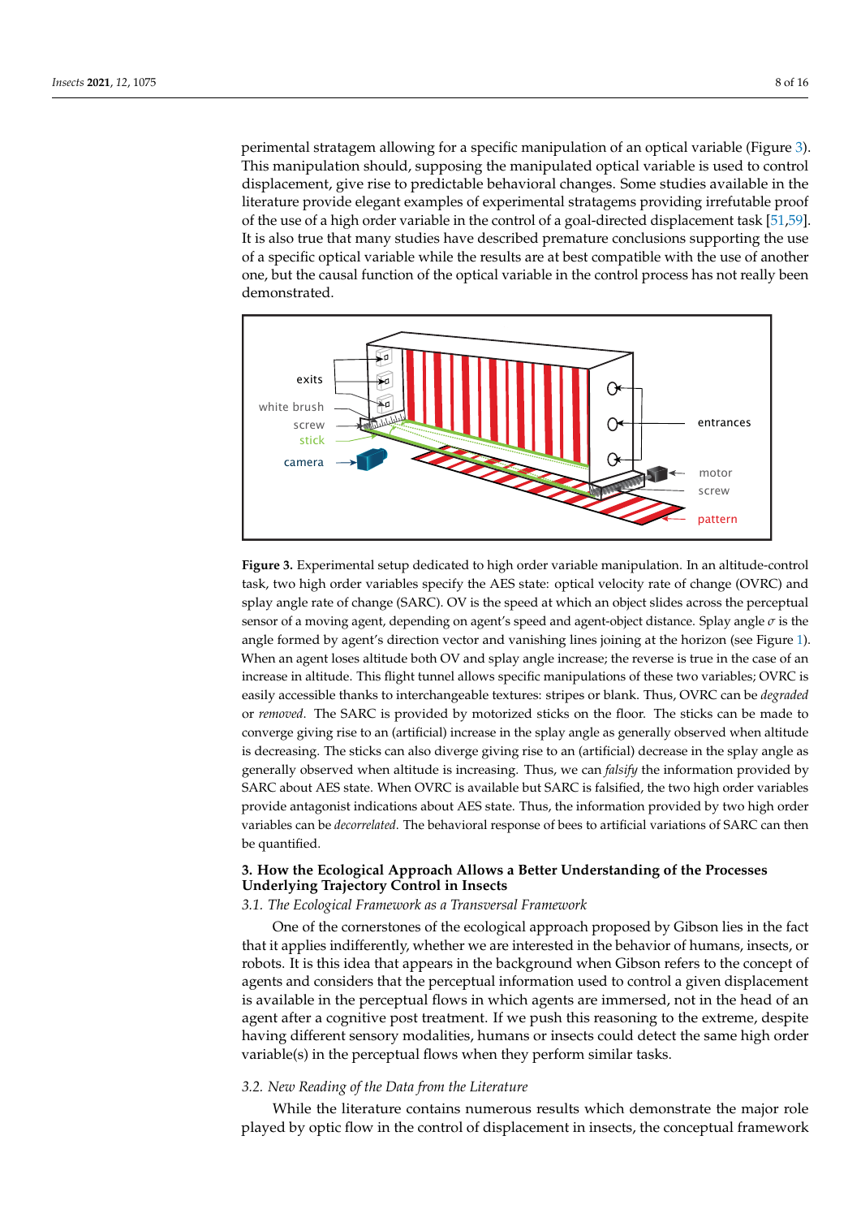perimental stratagem allowing for a specific manipulation of an optical variable (Figure 3). This manipulation should, supposing the manipulated optical variable is used to control displacement, give rise to predictable behavioral changes. Some studies available in the literature provide elegant examples of experimental stratagems providing irrefutable proof of the use of a high order variable in the control of a goal-directed displacement task [51,59]. It is also true that many studies have described premature conclusions supporting the use of a specific optical variable while the results are at best compatible with the use of another one, but the causal function of the optical variable in the control process has not really been demonstrated.

**Figure 3.** Experimental setup dedicated to high order variable manipulation. In an altitude-control task, two high order variables specify the AES state: optical velocity rate of change (OVRC) and splay angle rate of change (SARC). OV is the speed at which an object slides across the perceptual sensor of a moving agent, depending on agent's speed and agent-object distance. Splay angle $\sigma$ is the angle formed by agent's direction vector and vanishing lines joining at the horizon (see Figure 1). When an agent loses altitude both OV and splay angle increase; the reverse is true in the case of an increase in altitude. This flight tunnel allows specific manipulations of these two variables; OVRC is easily accessible thanks to interchangeable textures: stripes or blank. Thus, OVRC can be *degraded* or *removed*. The SARC is provided by motorized sticks on the floor. The sticks can be made to converge giving rise to an (artificial) increase in the splay angle as generally observed when altitude is decreasing. The sticks can also diverge giving rise to an (artificial) decrease in the splay angle as generally observed when altitude is increasing. Thus, we can *falsify* the information provided by SARC about AES state. When OVRC is available but SARC is falsified, the two high order variables provide antagonist indications about AES state. Thus, the information provided by two high order variables can be *decorrelated*. The behavioral response of bees to artificial variations of SARC can then be quantified.

## 3. How the Ecological Approach Allows a Better Understanding of the Processes Underlying Trajectory Control in Insects

### 3.1. The Ecological Framework as a Transversal Framework

One of the cornerstones of the ecological approach proposed by Gibson lies in the fact that it applies indifferently, whether we are interested in the behavior of humans, insects, or robots. It is this idea that appears in the background when Gibson refers to the concept of agents and considers that the perceptual information used to control a given displacement is available in the perceptual flows in which agents are immersed, not in the head of an agent after a cognitive post treatment. If we push this reasoning to the extreme, despite having different sensory modalities, humans or insects could detect the same high order variable(s) in the perceptual flows when they perform similar tasks.

### 3.2. New Reading of the Data from the Literature

While the literature contains numerous results which demonstrate the major role played by optic flow in the control of displacement in insects, the conceptual framework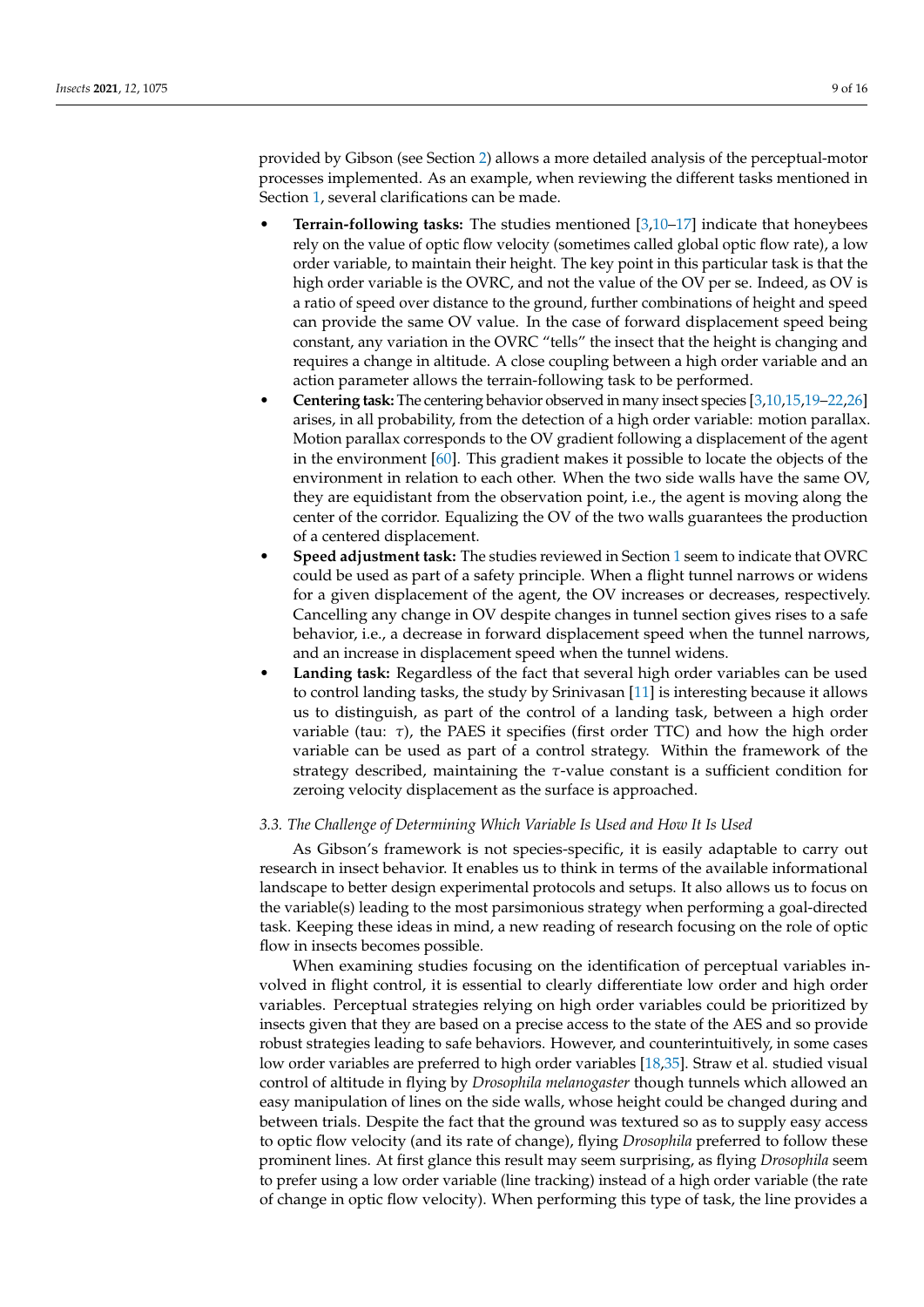provided by Gibson (see Section 2) allows a more detailed analysis of the perceptual-motor processes implemented. As an example, when reviewing the different tasks mentioned in Section 1, several clarifications can be made.

- **Terrain-following tasks:** The studies mentioned [3,10–17] indicate that honeybees rely on the value of optic flow velocity (sometimes called global optic flow rate), a low order variable, to maintain their height. The key point in this particular task is that the high order variable is the OVRC, and not the value of the OV per se. Indeed, as OV is a ratio of speed over distance to the ground, further combinations of height and speed can provide the same OV value. In the case of forward displacement speed being constant, any variation in the OVRC "tells" the insect that the height is changing and requires a change in altitude. A close coupling between a high order variable and an action parameter allows the terrain-following task to be performed.
- **Centering task:** The centering behavior observed in many insect species [3,10,15,19–22,26] arises, in all probability, from the detection of a high order variable: motion parallax. Motion parallax corresponds to the OV gradient following a displacement of the agent in the environment [60]. This gradient makes it possible to locate the objects of the environment in relation to each other. When the two side walls have the same OV, they are equidistant from the observation point, i.e., the agent is moving along the center of the corridor. Equalizing the OV of the two walls guarantees the production of a centered displacement.
- **Speed adjustment task:** The studies reviewed in Section 1 seem to indicate that OVRC could be used as part of a safety principle. When a flight tunnel narrows or widens for a given displacement of the agent, the OV increases or decreases, respectively. Cancelling any change in OV despite changes in tunnel section gives rises to a safe behavior, i.e., a decrease in forward displacement speed when the tunnel narrows, and an increase in displacement speed when the tunnel widens.
- **Landing task:** Regardless of the fact that several high order variables can be used to control landing tasks, the study by Srinivasan [11] is interesting because it allows us to distinguish, as part of the control of a landing task, between a high order variable (tau: $\tau$), the PAES it specifies (first order TTC) and how the high order variable can be used as part of a control strategy. Within the framework of the strategy described, maintaining the $\tau$-value constant is a sufficient condition for zeroing velocity displacement as the surface is approached.

### 3.3. The Challenge of Determining Which Variable Is Used and How It Is Used

As Gibson's framework is not species-specific, it is easily adaptable to carry out research in insect behavior. It enables us to think in terms of the available informational landscape to better design experimental protocols and setups. It also allows us to focus on the variable(s) leading to the most parsimonious strategy when performing a goal-directed task. Keeping these ideas in mind, a new reading of research focusing on the role of optic flow in insects becomes possible.

When examining studies focusing on the identification of perceptual variables involved in flight control, it is essential to clearly differentiate low order and high order variables. Perceptual strategies relying on high order variables could be prioritized by insects given that they are based on a precise access to the state of the AES and so provide robust strategies leading to safe behaviors. However, and counterintuitively, in some cases low order variables are preferred to high order variables [18,35]. Straw et al. studied visual control of altitude in flying by *Drosophila melanogaster* though tunnels which allowed an easy manipulation of lines on the side walls, whose height could be changed during and between trials. Despite the fact that the ground was textured so as to supply easy access to optic flow velocity (and its rate of change), flying *Drosophila* preferred to follow these prominent lines. At first glance this result may seem surprising, as flying *Drosophila* seem to prefer using a low order variable (line tracking) instead of a high order variable (the rate of change in optic flow velocity). When performing this type of task, the line provides a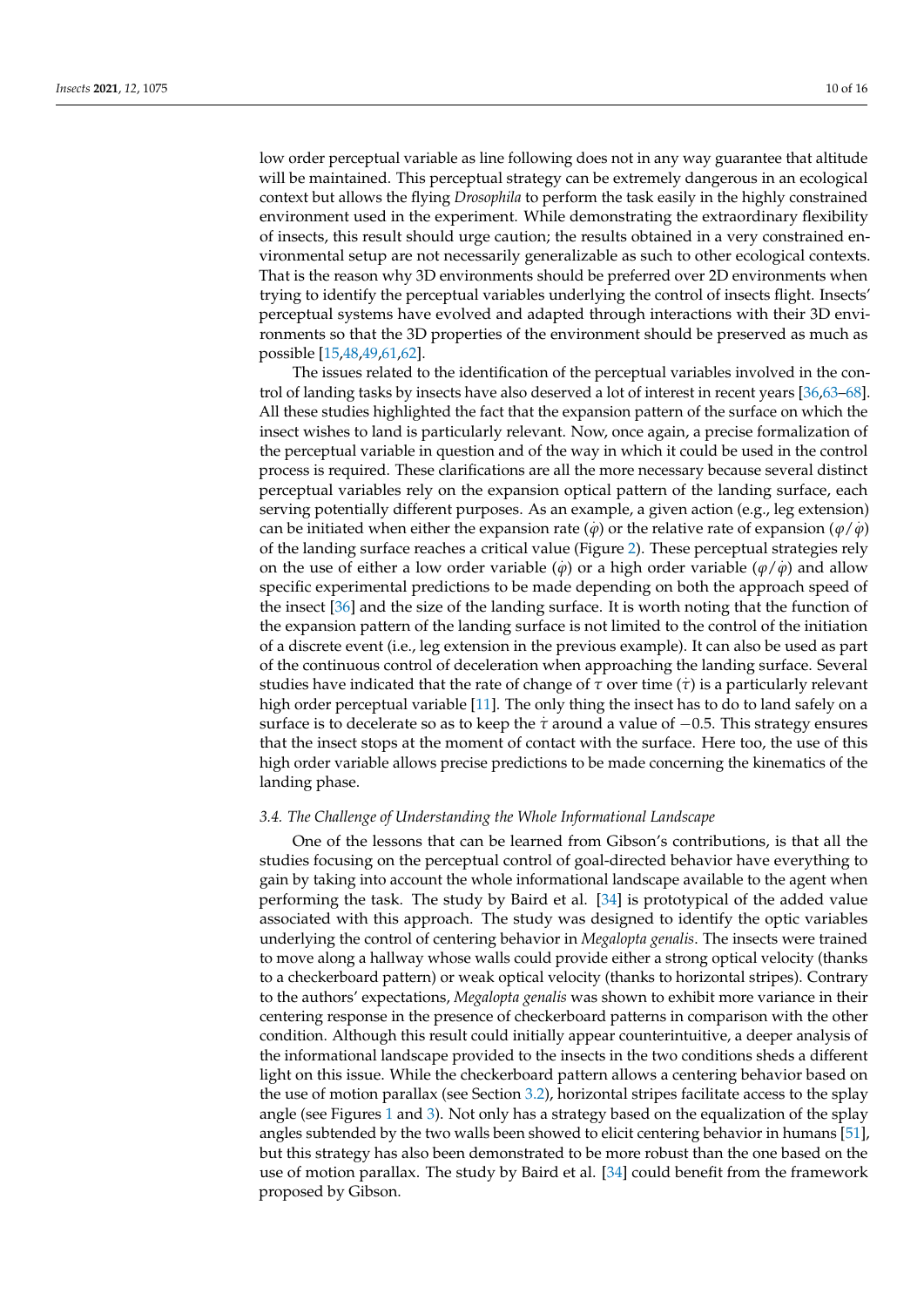low order perceptual variable as line following does not in any way guarantee that altitude will be maintained. This perceptual strategy can be extremely dangerous in an ecological context but allows the flying *Drosophila* to perform the task easily in the highly constrained environment used in the experiment. While demonstrating the extraordinary flexibility of insects, this result should urge caution; the results obtained in a very constrained environmental setup are not necessarily generalizable as such to other ecological contexts. That is the reason why 3D environments should be preferred over 2D environments when trying to identify the perceptual variables underlying the control of insects flight. Insects' perceptual systems have evolved and adapted through interactions with their 3D environments so that the 3D properties of the environment should be preserved as much as possible [15,48,49,61,62].

The issues related to the identification of the perceptual variables involved in the control of landing tasks by insects have also deserved a lot of interest in recent years [36,63–68]. All these studies highlighted the fact that the expansion pattern of the surface on which the insect wishes to land is particularly relevant. Now, once again, a precise formalization of the perceptual variable in question and of the way in which it could be used in the control process is required. These clarifications are all the more necessary because several distinct perceptual variables rely on the expansion optical pattern of the landing surface, each serving potentially different purposes. As an example, a given action (e.g., leg extension) can be initiated when either the expansion rate ($\dot{\varphi}$) or the relative rate of expansion ($\varphi/\dot{\varphi}$) of the landing surface reaches a critical value (Figure 2). These perceptual strategies rely on the use of either a low order variable ($\dot{\varphi}$) or a high order variable ($\varphi/\dot{\varphi}$) and allow specific experimental predictions to be made depending on both the approach speed of the insect [36] and the size of the landing surface. It is worth noting that the function of the expansion pattern of the landing surface is not limited to the control of the initiation of a discrete event (i.e., leg extension in the previous example). It can also be used as part of the continuous control of deceleration when approaching the landing surface. Several studies have indicated that the rate of change of $\tau$ over time ($\dot{\tau}$) is a particularly relevant high order perceptual variable [11]. The only thing the insect has to do to land safely on a surface is to decelerate so as to keep the $\dot{\tau}$ around a value of $-0.5$. This strategy ensures that the insect stops at the moment of contact with the surface. Here too, the use of this high order variable allows precise predictions to be made concerning the kinematics of the landing phase.

### *3.4. The Challenge of Understanding the Whole Informational Landscape*

One of the lessons that can be learned from Gibson's contributions, is that all the studies focusing on the perceptual control of goal-directed behavior have everything to gain by taking into account the whole informational landscape available to the agent when performing the task. The study by Baird et al. [34] is prototypical of the added value associated with this approach. The study was designed to identify the optic variables underlying the control of centering behavior in *Megalopta genalis*. The insects were trained to move along a hallway whose walls could provide either a strong optical velocity (thanks to a checkerboard pattern) or weak optical velocity (thanks to horizontal stripes). Contrary to the authors' expectations, *Megalopta genalis* was shown to exhibit more variance in their centering response in the presence of checkerboard patterns in comparison with the other condition. Although this result could initially appear counterintuitive, a deeper analysis of the informational landscape provided to the insects in the two conditions sheds a different light on this issue. While the checkerboard pattern allows a centering behavior based on the use of motion parallax (see Section 3.2), horizontal stripes facilitate access to the splay angle (see Figures 1 and 3). Not only has a strategy based on the equalization of the splay angles subtended by the two walls been showed to elicit centering behavior in humans [51], but this strategy has also been demonstrated to be more robust than the one based on the use of motion parallax. The study by Baird et al. [34] could benefit from the framework proposed by Gibson.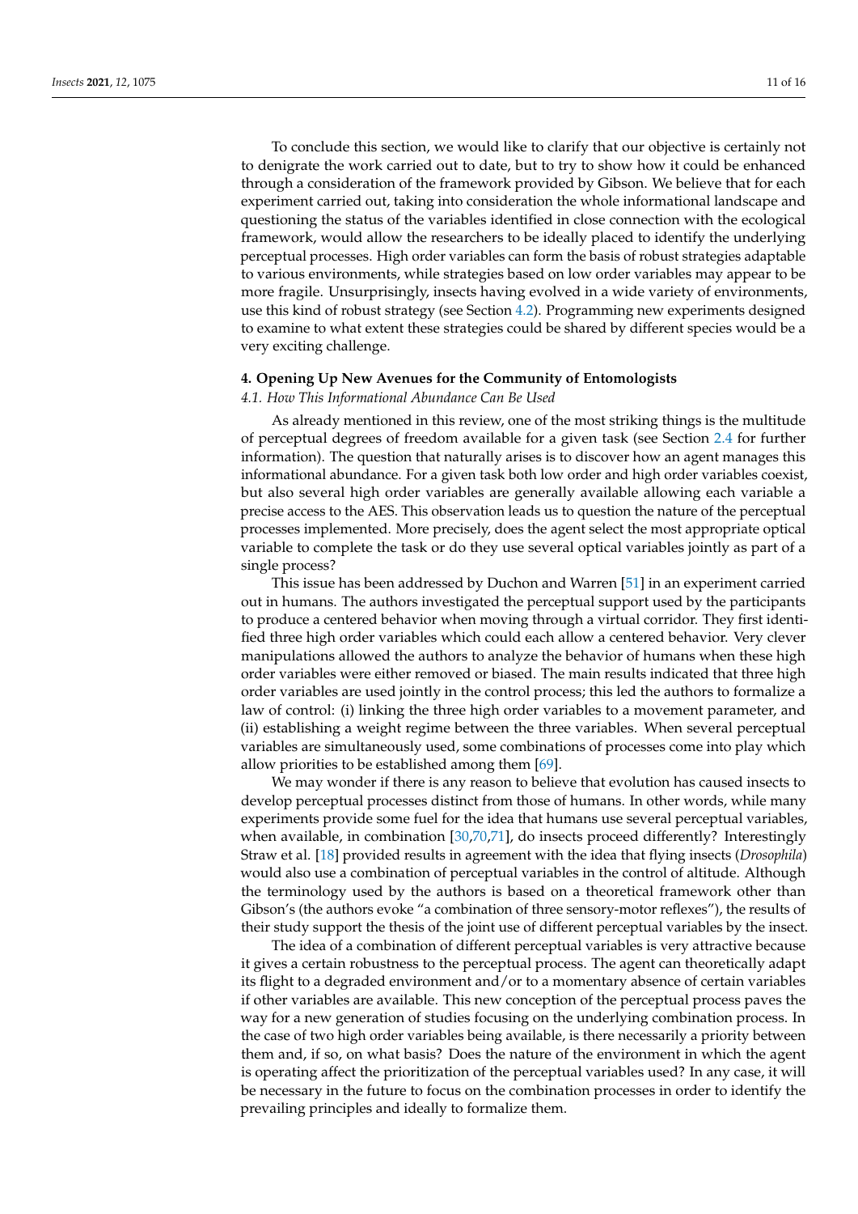To conclude this section, we would like to clarify that our objective is certainly not to denigrate the work carried out to date, but to try to show how it could be enhanced through a consideration of the framework provided by Gibson. We believe that for each experiment carried out, taking into consideration the whole informational landscape and questioning the status of the variables identified in close connection with the ecological framework, would allow the researchers to be ideally placed to identify the underlying perceptual processes. High order variables can form the basis of robust strategies adaptable to various environments, while strategies based on low order variables may appear to be more fragile. Unsurprisingly, insects having evolved in a wide variety of environments, use this kind of robust strategy (see Section 4.2). Programming new experiments designed to examine to what extent these strategies could be shared by different species would be a very exciting challenge.

## 4. Opening Up New Avenues for the Community of Entomologists

### *4.1. How This Informational Abundance Can Be Used*

As already mentioned in this review, one of the most striking things is the multitude of perceptual degrees of freedom available for a given task (see Section 2.4 for further information). The question that naturally arises is to discover how an agent manages this informational abundance. For a given task both low order and high order variables coexist, but also several high order variables are generally available allowing each variable a precise access to the AES. This observation leads us to question the nature of the perceptual processes implemented. More precisely, does the agent select the most appropriate optical variable to complete the task or do they use several optical variables jointly as part of a single process?

This issue has been addressed by Duchon and Warren [51] in an experiment carried out in humans. The authors investigated the perceptual support used by the participants to produce a centered behavior when moving through a virtual corridor. They first identified three high order variables which could each allow a centered behavior. Very clever manipulations allowed the authors to analyze the behavior of humans when these high order variables were either removed or biased. The main results indicated that three high order variables are used jointly in the control process; this led the authors to formalize a law of control: (i) linking the three high order variables to a movement parameter, and (ii) establishing a weight regime between the three variables. When several perceptual variables are simultaneously used, some combinations of processes come into play which allow priorities to be established among them [69].

We may wonder if there is any reason to believe that evolution has caused insects to develop perceptual processes distinct from those of humans. In other words, while many experiments provide some fuel for the idea that humans use several perceptual variables, when available, in combination [30,70,71], do insects proceed differently? Interestingly Straw et al. [18] provided results in agreement with the idea that flying insects (*Drosophila*) would also use a combination of perceptual variables in the control of altitude. Although the terminology used by the authors is based on a theoretical framework other than Gibson's (the authors evoke "a combination of three sensory-motor reflexes"), the results of their study support the thesis of the joint use of different perceptual variables by the insect.

The idea of a combination of different perceptual variables is very attractive because it gives a certain robustness to the perceptual process. The agent can theoretically adapt its flight to a degraded environment and/or to a momentary absence of certain variables if other variables are available. This new conception of the perceptual process paves the way for a new generation of studies focusing on the underlying combination process. In the case of two high order variables being available, is there necessarily a priority between them and, if so, on what basis? Does the nature of the environment in which the agent is operating affect the prioritization of the perceptual variables used? In any case, it will be necessary in the future to focus on the combination processes in order to identify the prevailing principles and ideally to formalize them.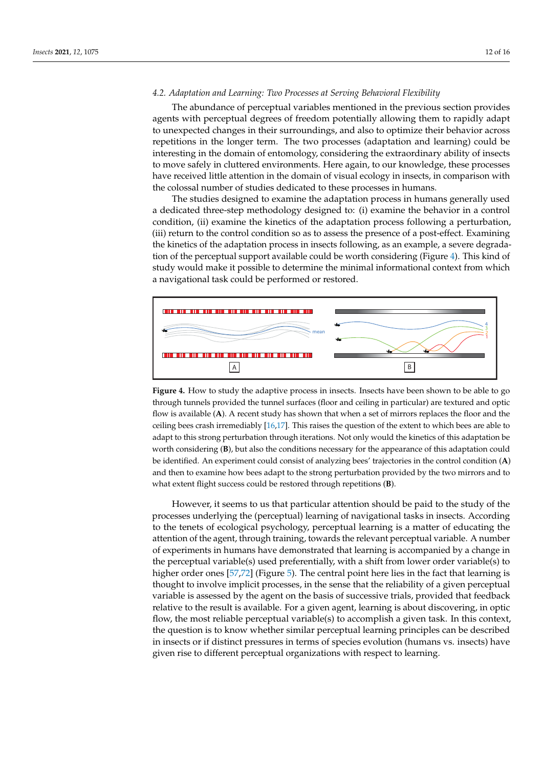### 4.2. Adaptation and Learning: Two Processes at Serving Behavioral Flexibility

The abundance of perceptual variables mentioned in the previous section provides agents with perceptual degrees of freedom potentially allowing them to rapidly adapt to unexpected changes in their surroundings, and also to optimize their behavior across repetitions in the longer term. The two processes (adaptation and learning) could be interesting in the domain of entomology, considering the extraordinary ability of insects to move safely in cluttered environments. Here again, to our knowledge, these processes have received little attention in the domain of visual ecology in insects, in comparison with the colossal number of studies dedicated to these processes in humans.

The studies designed to examine the adaptation process in humans generally used a dedicated three-step methodology designed to: (i) examine the behavior in a control condition, (ii) examine the kinetics of the adaptation process following a perturbation, (iii) return to the control condition so as to assess the presence of a post-effect. Examining the kinetics of the adaptation process in insects following, as an example, a severe degradation of the perceptual support available could be worth considering (Figure 4). This kind of study would make it possible to determine the minimal informational context from which a navigational task could be performed or restored.

**Figure 4.** How to study the adaptive process in insects. Insects have been shown to be able to go through tunnels provided the tunnel surfaces (floor and ceiling in particular) are textured and optic flow is available (**A**). A recent study has shown that when a set of mirrors replaces the floor and the ceiling bees crash irremediably [16,17]. This raises the question of the extent to which bees are able to adapt to this strong perturbation through iterations. Not only would the kinetics of this adaptation be worth considering (**B**), but also the conditions necessary for the appearance of this adaptation could be identified. An experiment could consist of analyzing bees' trajectories in the control condition (**A**) and then to examine how bees adapt to the strong perturbation provided by the two mirrors and to what extent flight success could be restored through repetitions (**B**).

However, it seems to us that particular attention should be paid to the study of the processes underlying the (perceptual) learning of navigational tasks in insects. According to the tenets of ecological psychology, perceptual learning is a matter of educating the attention of the agent, through training, towards the relevant perceptual variable. A number of experiments in humans have demonstrated that learning is accompanied by a change in the perceptual variable(s) used preferentially, with a shift from lower order variable(s) to higher order ones [57,72] (Figure 5). The central point here lies in the fact that learning is thought to involve implicit processes, in the sense that the reliability of a given perceptual variable is assessed by the agent on the basis of successive trials, provided that feedback relative to the result is available. For a given agent, learning is about discovering, in optic flow, the most reliable perceptual variable(s) to accomplish a given task. In this context, the question is to know whether similar perceptual learning principles can be described in insects or if distinct pressures in terms of species evolution (humans vs. insects) have given rise to different perceptual organizations with respect to learning.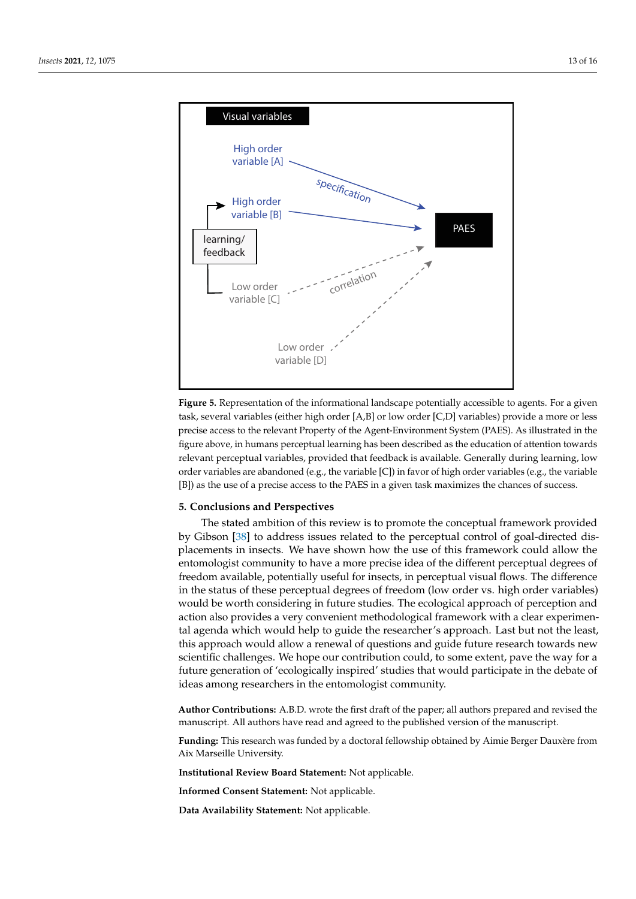**Figure 5.** Representation of the informational landscape potentially accessible to agents. For a given task, several variables (either high order [A,B] or low order [C,D] variables) provide a more or less precise access to the relevant Property of the Agent-Environment System (PAES). As illustrated in the figure above, in humans perceptual learning has been described as the education of attention towards relevant perceptual variables, provided that feedback is available. Generally during learning, low order variables are abandoned (e.g., the variable [C]) in favor of high order variables (e.g., the variable [B]) as the use of a precise access to the PAES in a given task maximizes the chances of success.

## 5. Conclusions and Perspectives

The stated ambition of this review is to promote the conceptual framework provided by Gibson [38] to address issues related to the perceptual control of goal-directed displacements in insects. We have shown how the use of this framework could allow the entomologist community to have a more precise idea of the different perceptual degrees of freedom available, potentially useful for insects, in perceptual visual flows. The difference in the status of these perceptual degrees of freedom (low order vs. high order variables) would be worth considering in future studies. The ecological approach of perception and action also provides a very convenient methodological framework with a clear experimental agenda which would help to guide the researcher's approach. Last but not the least, this approach would allow a renewal of questions and guide future research towards new scientific challenges. We hope our contribution could, to some extent, pave the way for a future generation of 'ecologically inspired' studies that would participate in the debate of ideas among researchers in the entomologist community.

**Author Contributions:** A.B.D. wrote the first draft of the paper; all authors prepared and revised the manuscript. All authors have read and agreed to the published version of the manuscript.

**Funding:** This research was funded by a doctoral fellowship obtained by Aimie Berger Dauxère from Aix Marseille University.

**Institutional Review Board Statement:** Not applicable.

**Informed Consent Statement:** Not applicable.

**Data Availability Statement:** Not applicable.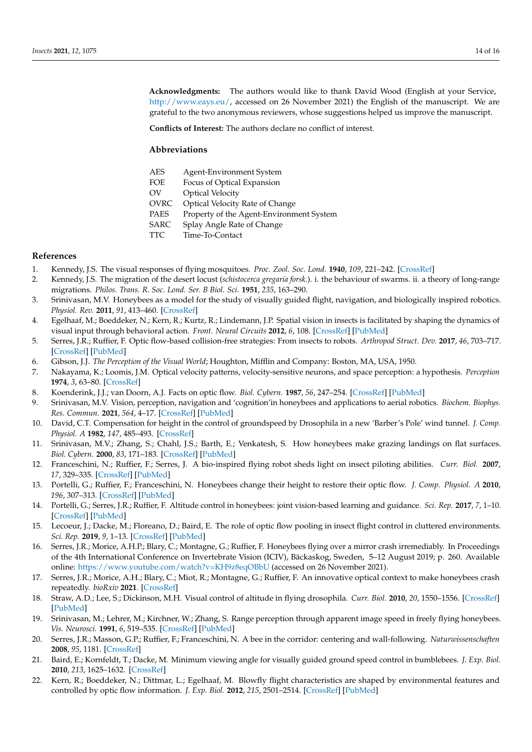**Acknowledgments:** The authors would like to thank David Wood (English at your Service, http://www.eays.eu/, accessed on 26 November 2021) the English of the manuscript. We are grateful to the two anonymous reviewers, whose suggestions helped us improve the manuscript.

**Conflicts of Interest:** The authors declare no conflict of interest.

## Abbreviations

| | |
|---|---|
| AES | Agent-Environment System |
| FOE | Focus of Optical Expansion |
| OV | Optical Velocity |
| OVRC | Optical Velocity Rate of Change |
| PAES | Property of the Agent-Environment System |
| SARC | Splay Angle Rate of Change |
| TTC | Time-To-Contact |

## References

1. Kennedy, J.S. The visual responses of flying mosquitoes. *Proc. Zool. Soc. Lond.* **1940**, *109*, 221–242. [CrossRef]
2. Kennedy, J.S. The migration of the desert locust (*schistocerca gregaria forsk.*). i. the behaviour of swarms. ii. a theory of long-range migrations. *Philos. Trans. R. Soc. Lond. Ser. B Biol. Sci.* **1951**, *235*, 163–290.
3. Srinivasan, M.V. Honeybees as a model for the study of visually guided flight, navigation, and biologically inspired robotics. *Physiol. Rev.* **2011**, *91*, 413–460. [CrossRef]
4. Egelhaaf, M.; Boeddeker, N.; Kern, R.; Kurtz, R.; Lindemann, J.P. Spatial vision in insects is facilitated by shaping the dynamics of visual input through behavioral action. *Front. Neural Circuits* **2012**, *6*, 108. [CrossRef] [PubMed]
5. Serres, J.R.; Ruffier, F. Optic flow-based collision-free strategies: From insects to robots. *Arthropod Struct. Dev.* **2017**, *46*, 703–717. [CrossRef] [PubMed]
6. Gibson, J.J. *The Perception of the Visual World*; Houghton, Mifflin and Company: Boston, MA, USA, 1950.
7. Nakayama, K.; Loomis, J.M. Optical velocity patterns, velocity-sensitive neurons, and space perception: a hypothesis. *Perception* **1974**, *3*, 63–80. [CrossRef]
8. Koenderink, J.J.; van Doorn, A.J. Facts on optic flow. *Biol. Cybern.* **1987**, *56*, 247–254. [CrossRef] [PubMed]
9. Srinivasan, M.V. Vision, perception, navigation and 'cognition'in honeybees and applications to aerial robotics. *Biochem. Biophys. Res. Commun.* **2021**, *564*, 4–17. [CrossRef] [PubMed]
10. David, C.T. Compensation for height in the control of groundspeed by Drosophila in a new 'Barber's Pole' wind tunnel. *J. Comp. Physiol. A* **1982**, *147*, 485–493. [CrossRef]
11. Srinivasan, M.V.; Zhang, S.; Chahl, J.S.; Barth, E.; Venkatesh, S. How honeybees make grazing landings on flat surfaces. *Biol. Cybern.* **2000**, *83*, 171–183. [CrossRef] [PubMed]
12. Franceschini, N.; Ruffier, F.; Serres, J. A bio-inspired flying robot sheds light on insect piloting abilities. *Curr. Biol.* **2007**, *17*, 329–335. [CrossRef] [PubMed]
13. Portelli, G.; Ruffier, F.; Franceschini, N. Honeybees change their height to restore their optic flow. *J. Comp. Physiol. A* **2010**, *196*, 307–313. [CrossRef] [PubMed]
14. Portelli, G.; Serres, J.R.; Ruffier, F. Altitude control in honeybees: joint vision-based learning and guidance. *Sci. Rep.* **2017**, *7*, 1–10. [CrossRef] [PubMed]
15. Lecoeur, J.; Dacke, M.; Floreano, D.; Baird, E. The role of optic flow pooling in insect flight control in cluttered environments. *Sci. Rep.* **2019**, *9*, 1–13. [CrossRef] [PubMed]
16. Serres, J.R.; Morice, A.H.P.; Blary, C.; Montagne, G.; Ruffier, F. Honeybees flying over a mirror crash irremediably. In Proceedings of the 4th International Conference on Invertebrate Vision (ICIV), Bäckaskog, Sweden, 5–12 August 2019; p. 260. Available online: https://www.youtube.com/watch?v=KH9z8eqOBbU (accessed on 26 November 2021).
17. Serres, J.R.; Morice, A.H.; Blary, C.; Miot, R.; Montagne, G.; Ruffier, F. An innovative optical context to make honeybees crash repeatedly. *bioRxiv* **2021**. [CrossRef]
18. Straw, A.D.; Lee, S.; Dickinson, M.H. Visual control of altitude in flying drosophila. *Curr. Biol.* **2010**, *20*, 1550–1556. [CrossRef] [PubMed]
19. Srinivasan, M.; Lehrer, M.; Kirchner, W.; Zhang, S. Range perception through apparent image speed in freely flying honeybees. *Vis. Neurosci.* **1991**, *6*, 519–535. [CrossRef] [PubMed]
20. Serres, J.R.; Masson, G.P.; Ruffier, F.; Franceschini, N. A bee in the corridor: centering and wall-following. *Naturwissenschaften* **2008**, *95*, 1181. [CrossRef]
21. Baird, E.; Kornfeldt, T.; Dacke, M. Minimum viewing angle for visually guided ground speed control in bumblebees. *J. Exp. Biol.* **2010**, *213*, 1625–1632. [CrossRef]
22. Kern, R.; Boeddeker, N.; Dittmar, L.; Egelhaaf, M. Blowfly flight characteristics are shaped by environmental features and controlled by optic flow information. *J. Exp. Biol.* **2012**, *215*, 2501–2514. [CrossRef] [PubMed]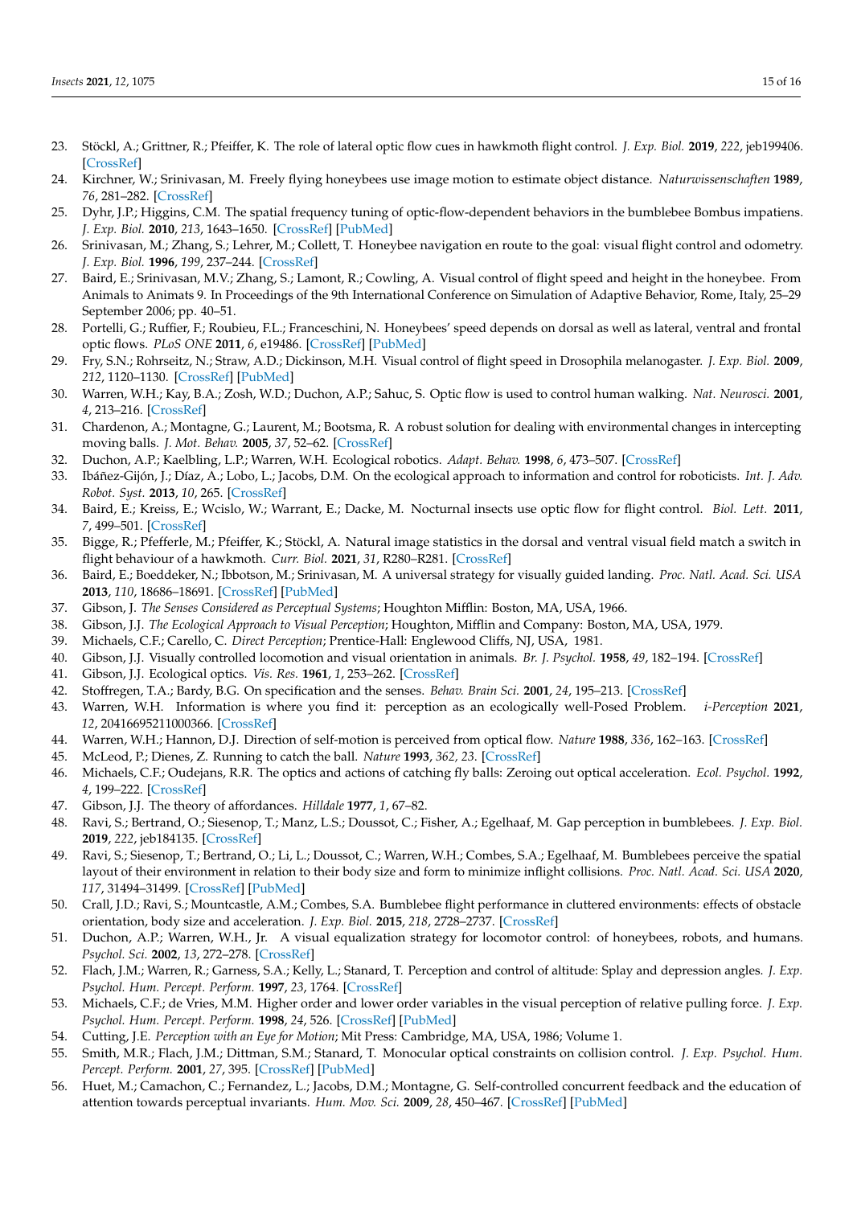23. Stöckl, A.; Grittner, R.; Pfeiffer, K. The role of lateral optic flow cues in hawkmoth flight control. *J. Exp. Biol.* **2019**, *222*, jeb199406. [CrossRef]
24. Kirchner, W.; Srinivasan, M. Freely flying honeybees use image motion to estimate object distance. *Naturwissenschaften* **1989**, *76*, 281–282. [CrossRef]
25. Dyhr, J.P.; Higgins, C.M. The spatial frequency tuning of optic-flow-dependent behaviors in the bumblebee Bombus impatiens. *J. Exp. Biol.* **2010**, *213*, 1643–1650. [CrossRef] [PubMed]
26. Srinivasan, M.; Zhang, S.; Lehrer, M.; Collett, T. Honeybee navigation en route to the goal: visual flight control and odometry. *J. Exp. Biol.* **1996**, *199*, 237–244. [CrossRef]
27. Baird, E.; Srinivasan, M.V.; Zhang, S.; Lamont, R.; Cowling, A. Visual control of flight speed and height in the honeybee. From Animals to Animats 9. In Proceedings of the 9th International Conference on Simulation of Adaptive Behavior, Rome, Italy, 25–29 September 2006; pp. 40–51.
28. Portelli, G.; Ruffier, F.; Roubieu, F.L.; Franceschini, N. Honeybees' speed depends on dorsal as well as lateral, ventral and frontal optic flows. *PLoS ONE* **2011**, *6*, e19486. [CrossRef] [PubMed]
29. Fry, S.N.; Rohrseitz, N.; Straw, A.D.; Dickinson, M.H. Visual control of flight speed in Drosophila melanogaster. *J. Exp. Biol.* **2009**, *212*, 1120–1130. [CrossRef] [PubMed]
30. Warren, W.H.; Kay, B.A.; Zosh, W.D.; Duchon, A.P.; Sahuc, S. Optic flow is used to control human walking. *Nat. Neurosci.* **2001**, *4*, 213–216. [CrossRef]
31. Chardenon, A.; Montagne, G.; Laurent, M.; Bootsma, R. A robust solution for dealing with environmental changes in intercepting moving balls. *J. Mot. Behav.* **2005**, *37*, 52–62. [CrossRef]
32. Duchon, A.P.; Kaelbling, L.P.; Warren, W.H. Ecological robotics. *Adapt. Behav.* **1998**, *6*, 473–507. [CrossRef]
33. Ibáñez-Gijón, J.; Díaz, A.; Lobo, L.; Jacobs, D.M. On the ecological approach to information and control for roboticists. *Int. J. Adv. Robot. Syst.* **2013**, *10*, 265. [CrossRef]
34. Baird, E.; Kreiss, E.; Wcislo, W.; Warrant, E.; Dacke, M. Nocturnal insects use optic flow for flight control. *Biol. Lett.* **2011**, *7*, 499–501. [CrossRef]
35. Bigge, R.; Pfefferle, M.; Pfeiffer, K.; Stöckl, A. Natural image statistics in the dorsal and ventral visual field match a switch in flight behaviour of a hawkmoth. *Curr. Biol.* **2021**, *31*, R280–R281. [CrossRef]
36. Baird, E.; Boeddeker, N.; Ibbotson, M.; Srinivasan, M. A universal strategy for visually guided landing. *Proc. Natl. Acad. Sci. USA* **2013**, *110*, 18686–18691. [CrossRef] [PubMed]
37. Gibson, J. *The Senses Considered as Perceptual Systems*; Houghton Mifflin: Boston, MA, USA, 1966.
38. Gibson, J.J. *The Ecological Approach to Visual Perception*; Houghton, Mifflin and Company: Boston, MA, USA, 1979.
39. Michaels, C.F.; Carello, C. *Direct Perception*; Prentice-Hall: Englewood Cliffs, NJ, USA, 1981.
40. Gibson, J.J. Visually controlled locomotion and visual orientation in animals. *Br. J. Psychol.* **1958**, *49*, 182–194. [CrossRef]
41. Gibson, J.J. Ecological optics. *Vis. Res.* **1961**, *1*, 253–262. [CrossRef]
42. Stoffregen, T.A.; Bardy, B.G. On specification and the senses. *Behav. Brain Sci.* **2001**, *24*, 195–213. [CrossRef]
43. Warren, W.H. Information is where you find it: perception as an ecologically well-Posed Problem. *i-Perception* **2021**, *12*, 20416695211000366. [CrossRef]
44. Warren, W.H.; Hannon, D.J. Direction of self-motion is perceived from optical flow. *Nature* **1988**, *336*, 162–163. [CrossRef]
45. McLeod, P.; Dienes, Z. Running to catch the ball. *Nature* **1993**, *362, 23*. [CrossRef]
46. Michaels, C.F.; Oudejans, R.R. The optics and actions of catching fly balls: Zeroing out optical acceleration. *Ecol. Psychol.* **1992**, *4*, 199–222. [CrossRef]
47. Gibson, J.J. The theory of affordances. *Hilldale* **1977**, *1*, 67–82.
48. Ravi, S.; Bertrand, O.; Siesenop, T.; Manz, L.S.; Doussot, C.; Fisher, A.; Egelhaaf, M. Gap perception in bumblebees. *J. Exp. Biol.* **2019**, *222*, jeb184135. [CrossRef]
49. Ravi, S.; Siesenop, T.; Bertrand, O.; Li, L.; Doussot, C.; Warren, W.H.; Combes, S.A.; Egelhaaf, M. Bumblebees perceive the spatial layout of their environment in relation to their body size and form to minimize inflight collisions. *Proc. Natl. Acad. Sci. USA* **2020**, *117*, 31494–31499. [CrossRef] [PubMed]
50. Crall, J.D.; Ravi, S.; Mountcastle, A.M.; Combes, S.A. Bumblebee flight performance in cluttered environments: effects of obstacle orientation, body size and acceleration. *J. Exp. Biol.* **2015**, *218*, 2728–2737. [CrossRef]
51. Duchon, A.P.; Warren, W.H., Jr. A visual equalization strategy for locomotor control: of honeybees, robots, and humans. *Psychol. Sci.* **2002**, *13*, 272–278. [CrossRef]
52. Flach, J.M.; Warren, R.; Garness, S.A.; Kelly, L.; Stanard, T. Perception and control of altitude: Splay and depression angles. *J. Exp. Psychol. Hum. Percept. Perform.* **1997**, *23*, 1764. [CrossRef]
53. Michaels, C.F.; de Vries, M.M. Higher order and lower order variables in the visual perception of relative pulling force. *J. Exp. Psychol. Hum. Percept. Perform.* **1998**, *24*, 526. [CrossRef] [PubMed]
54. Cutting, J.E. *Perception with an Eye for Motion*; Mit Press: Cambridge, MA, USA, 1986; Volume 1.
55. Smith, M.R.; Flach, J.M.; Dittman, S.M.; Stanard, T. Monocular optical constraints on collision control. *J. Exp. Psychol. Hum. Percept. Perform.* **2001**, *27*, 395. [CrossRef] [PubMed]
56. Huet, M.; Camachon, C.; Fernandez, L.; Jacobs, D.M.; Montagne, G. Self-controlled concurrent feedback and the education of attention towards perceptual invariants. *Hum. Mov. Sci.* **2009**, *28*, 450–467. [CrossRef] [PubMed]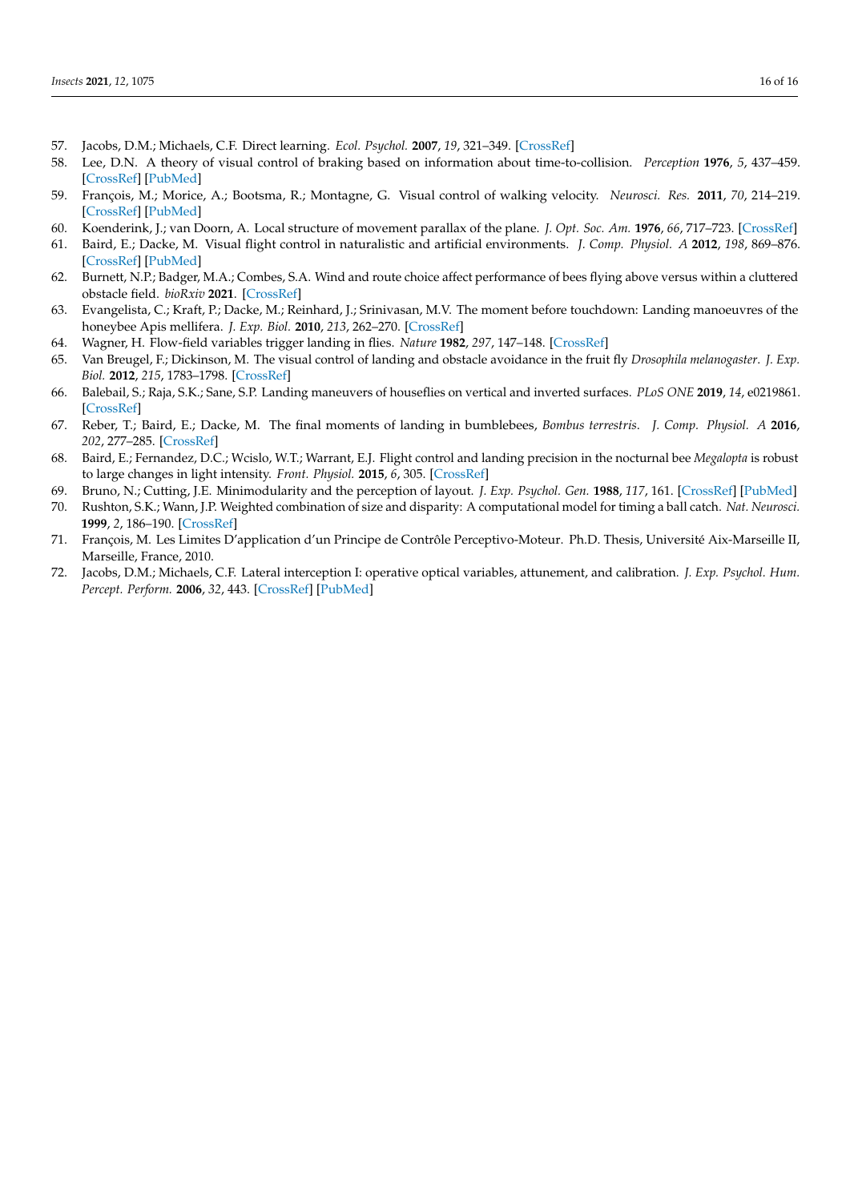57. Jacobs, D.M.; Michaels, C.F. Direct learning. *Ecol. Psychol.* **2007**, *19*, 321–349. [CrossRef]
58. Lee, D.N. A theory of visual control of braking based on information about time-to-collision. *Perception* **1976**, *5*, 437–459. [CrossRef] [PubMed]
59. François, M.; Morice, A.; Bootsma, R.; Montagne, G. Visual control of walking velocity. *Neurosci. Res.* **2011**, *70*, 214–219. [CrossRef] [PubMed]
60. Koenderink, J.; van Doorn, A. Local structure of movement parallax of the plane. *J. Opt. Soc. Am.* **1976**, *66*, 717–723. [CrossRef]
61. Baird, E.; Dacke, M. Visual flight control in naturalistic and artificial environments. *J. Comp. Physiol. A* **2012**, *198*, 869–876. [CrossRef] [PubMed]
62. Burnett, N.P.; Badger, M.A.; Combes, S.A. Wind and route choice affect performance of bees flying above versus within a cluttered obstacle field. *bioRxiv* **2021**. [CrossRef]
63. Evangelista, C.; Kraft, P.; Dacke, M.; Reinhard, J.; Srinivasan, M.V. The moment before touchdown: Landing manoeuvres of the honeybee Apis mellifera. *J. Exp. Biol.* **2010**, *213*, 262–270. [CrossRef]
64. Wagner, H. Flow-field variables trigger landing in flies. *Nature* **1982**, *297*, 147–148. [CrossRef]
65. Van Breugel, F.; Dickinson, M. The visual control of landing and obstacle avoidance in the fruit fly *Drosophila melanogaster*. *J. Exp. Biol.* **2012**, *215*, 1783–1798. [CrossRef]
66. Balebail, S.; Raja, S.K.; Sane, S.P. Landing maneuvers of houseflies on vertical and inverted surfaces. *PLoS ONE* **2019**, *14*, e0219861. [CrossRef]
67. Reber, T.; Baird, E.; Dacke, M. The final moments of landing in bumblebees, *Bombus terrestris*. *J. Comp. Physiol. A* **2016**, *202*, 277–285. [CrossRef]
68. Baird, E.; Fernandez, D.C.; Wcislo, W.T.; Warrant, E.J. Flight control and landing precision in the nocturnal bee *Megalopta* is robust to large changes in light intensity. *Front. Physiol.* **2015**, *6*, 305. [CrossRef]
69. Bruno, N.; Cutting, J.E. Minimodularity and the perception of layout. *J. Exp. Psychol. Gen.* **1988**, *117*, 161. [CrossRef] [PubMed]
70. Rushton, S.K.; Wann, J.P. Weighted combination of size and disparity: A computational model for timing a ball catch. *Nat. Neurosci.* **1999**, *2*, 186–190. [CrossRef]
71. François, M. Les Limites D'application d'un Principe de Contrôle Perceptivo-Moteur. Ph.D. Thesis, Université Aix-Marseille II, Marseille, France, 2010.
72. Jacobs, D.M.; Michaels, C.F. Lateral interception I: operative optical variables, attunement, and calibration. *J. Exp. Psychol. Hum. Percept. Perform.* **2006**, *32*, 443. [CrossRef] [PubMed]